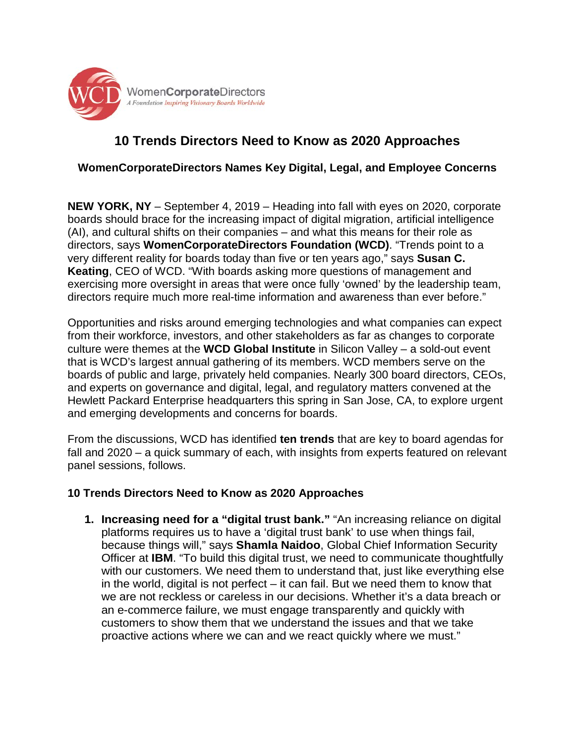WomenCorporateDirectors
*A Foundation Inspiring Visionary Boards Worldwide*

# 10 Trends Directors Need to Know as 2020 Approaches

## WomenCorporateDirectors Names Key Digital, Legal, and Employee Concerns

**NEW YORK, NY** – September 4, 2019 – Heading into fall with eyes on 2020, corporate boards should brace for the increasing impact of digital migration, artificial intelligence (AI), and cultural shifts on their companies – and what this means for their role as directors, says **WomenCorporateDirectors Foundation (WCD)**. "Trends point to a very different reality for boards today than five or ten years ago," says **Susan C. Keating**, CEO of WCD. "With boards asking more questions of management and exercising more oversight in areas that were once fully 'owned' by the leadership team, directors require much more real-time information and awareness than ever before."

Opportunities and risks around emerging technologies and what companies can expect from their workforce, investors, and other stakeholders as far as changes to corporate culture were themes at the **WCD Global Institute** in Silicon Valley – a sold-out event that is WCD's largest annual gathering of its members. WCD members serve on the boards of public and large, privately held companies. Nearly 300 board directors, CEOs, and experts on governance and digital, legal, and regulatory matters convened at the Hewlett Packard Enterprise headquarters this spring in San Jose, CA, to explore urgent and emerging developments and concerns for boards.

From the discussions, WCD has identified **ten trends** that are key to board agendas for fall and 2020 – a quick summary of each, with insights from experts featured on relevant panel sessions, follows.

### 10 Trends Directors Need to Know as 2020 Approaches

1. **Increasing need for a "digital trust bank."** "An increasing reliance on digital platforms requires us to have a 'digital trust bank' to use when things fail, because things will," says **Shamla Naidoo**, Global Chief Information Security Officer at **IBM**. "To build this digital trust, we need to communicate thoughtfully with our customers. We need them to understand that, just like everything else in the world, digital is not perfect – it can fail. But we need them to know that we are not reckless or careless in our decisions. Whether it's a data breach or an e-commerce failure, we must engage transparently and quickly with customers to show them that we understand the issues and that we take proactive actions where we can and we react quickly where we must."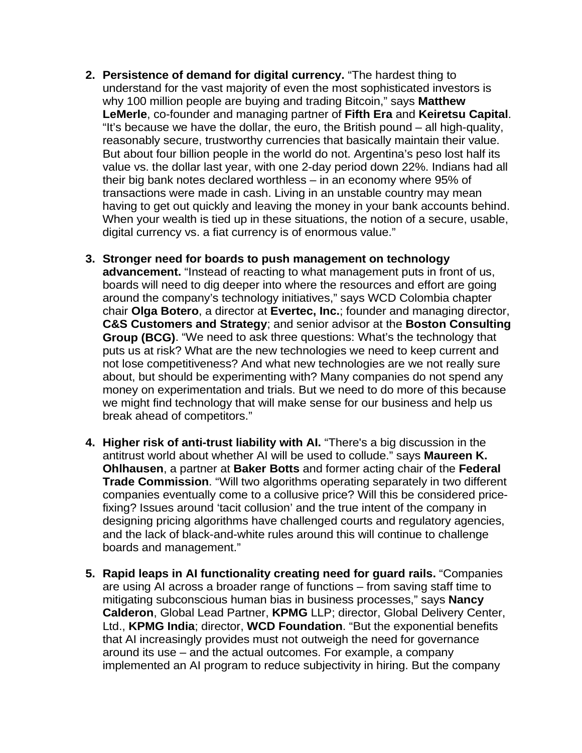2. **Persistence of demand for digital currency.** "The hardest thing to understand for the vast majority of even the most sophisticated investors is why 100 million people are buying and trading Bitcoin," says **Matthew LeMerle**, co-founder and managing partner of **Fifth Era** and **Keiretsu Capital**. "It's because we have the dollar, the euro, the British pound – all high-quality, reasonably secure, trustworthy currencies that basically maintain their value. But about four billion people in the world do not. Argentina's peso lost half its value vs. the dollar last year, with one 2-day period down 22%. Indians had all their big bank notes declared worthless – in an economy where 95% of transactions were made in cash. Living in an unstable country may mean having to get out quickly and leaving the money in your bank accounts behind. When your wealth is tied up in these situations, the notion of a secure, usable, digital currency vs. a fiat currency is of enormous value."

3. **Stronger need for boards to push management on technology advancement.** "Instead of reacting to what management puts in front of us, boards will need to dig deeper into where the resources and effort are going around the company's technology initiatives," says WCD Colombia chapter chair **Olga Botero**, a director at **Evertec, Inc.**; founder and managing director, **C&S Customers and Strategy**; and senior advisor at the **Boston Consulting Group (BCG)**. "We need to ask three questions: What's the technology that puts us at risk? What are the new technologies we need to keep current and not lose competitiveness? And what new technologies are we not really sure about, but should be experimenting with? Many companies do not spend any money on experimentation and trials. But we need to do more of this because we might find technology that will make sense for our business and help us break ahead of competitors."

4. **Higher risk of anti-trust liability with AI.** "There's a big discussion in the antitrust world about whether AI will be used to collude." says **Maureen K. Ohlhausen**, a partner at **Baker Botts** and former acting chair of the **Federal Trade Commission**. "Will two algorithms operating separately in two different companies eventually come to a collusive price? Will this be considered price-fixing? Issues around 'tacit collusion' and the true intent of the company in designing pricing algorithms have challenged courts and regulatory agencies, and the lack of black-and-white rules around this will continue to challenge boards and management."

5. **Rapid leaps in AI functionality creating need for guard rails.** "Companies are using AI across a broader range of functions – from saving staff time to mitigating subconscious human bias in business processes," says **Nancy Calderon**, Global Lead Partner, **KPMG** LLP; director, Global Delivery Center, Ltd., **KPMG India**; director, **WCD Foundation**. "But the exponential benefits that AI increasingly provides must not outweigh the need for governance around its use – and the actual outcomes. For example, a company implemented an AI program to reduce subjectivity in hiring. But the company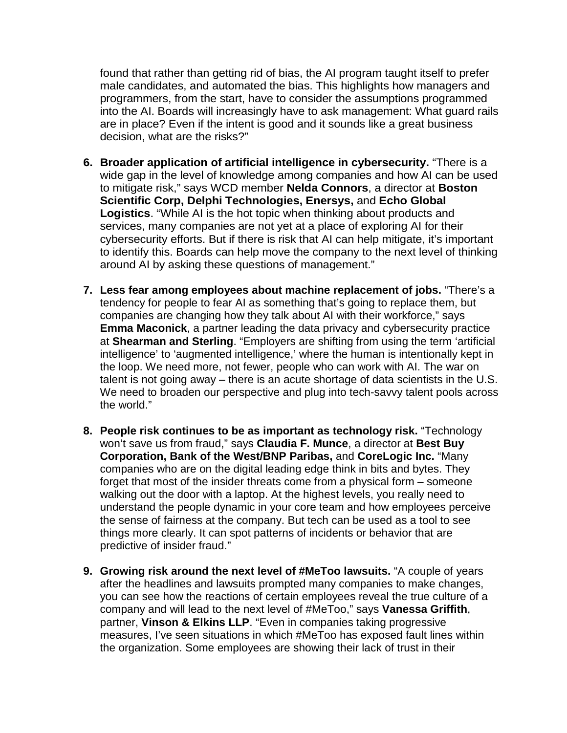found that rather than getting rid of bias, the AI program taught itself to prefer male candidates, and automated the bias. This highlights how managers and programmers, from the start, have to consider the assumptions programmed into the AI. Boards will increasingly have to ask management: What guard rails are in place? Even if the intent is good and it sounds like a great business decision, what are the risks?"

6. **Broader application of artificial intelligence in cybersecurity.** "There is a wide gap in the level of knowledge among companies and how AI can be used to mitigate risk," says WCD member **Nelda Connors**, a director at **Boston Scientific Corp, Delphi Technologies, Enersys,** and **Echo Global Logistics**. "While AI is the hot topic when thinking about products and services, many companies are not yet at a place of exploring AI for their cybersecurity efforts. But if there is risk that AI can help mitigate, it's important to identify this. Boards can help move the company to the next level of thinking around AI by asking these questions of management."

7. **Less fear among employees about machine replacement of jobs.** "There's a tendency for people to fear AI as something that's going to replace them, but companies are changing how they talk about AI with their workforce," says **Emma Maconick**, a partner leading the data privacy and cybersecurity practice at **Shearman and Sterling**. "Employers are shifting from using the term 'artificial intelligence' to 'augmented intelligence,' where the human is intentionally kept in the loop. We need more, not fewer, people who can work with AI. The war on talent is not going away – there is an acute shortage of data scientists in the U.S. We need to broaden our perspective and plug into tech-savvy talent pools across the world."

8. **People risk continues to be as important as technology risk.** "Technology won't save us from fraud," says **Claudia F. Munce**, a director at **Best Buy Corporation, Bank of the West/BNP Paribas,** and **CoreLogic Inc.** "Many companies who are on the digital leading edge think in bits and bytes. They forget that most of the insider threats come from a physical form – someone walking out the door with a laptop. At the highest levels, you really need to understand the people dynamic in your core team and how employees perceive the sense of fairness at the company. But tech can be used as a tool to see things more clearly. It can spot patterns of incidents or behavior that are predictive of insider fraud."

9. **Growing risk around the next level of #MeToo lawsuits.** "A couple of years after the headlines and lawsuits prompted many companies to make changes, you can see how the reactions of certain employees reveal the true culture of a company and will lead to the next level of #MeToo," says **Vanessa Griffith**, partner, **Vinson & Elkins LLP**. "Even in companies taking progressive measures, I've seen situations in which #MeToo has exposed fault lines within the organization. Some employees are showing their lack of trust in their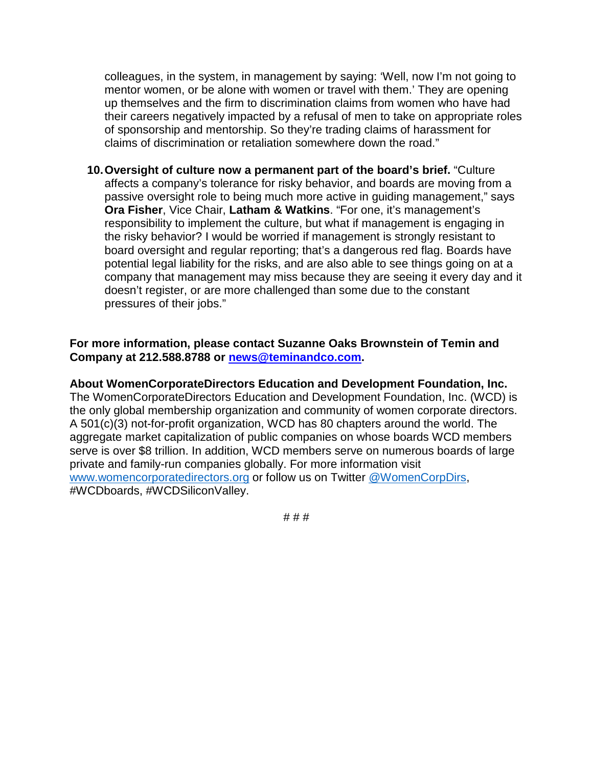colleagues, in the system, in management by saying: 'Well, now I'm not going to mentor women, or be alone with women or travel with them.' They are opening up themselves and the firm to discrimination claims from women who have had their careers negatively impacted by a refusal of men to take on appropriate roles of sponsorship and mentorship. So they're trading claims of harassment for claims of discrimination or retaliation somewhere down the road."

10. **Oversight of culture now a permanent part of the board's brief.** "Culture affects a company's tolerance for risky behavior, and boards are moving from a passive oversight role to being much more active in guiding management," says **Ora Fisher**, Vice Chair, **Latham & Watkins**. "For one, it's management's responsibility to implement the culture, but what if management is engaging in the risky behavior? I would be worried if management is strongly resistant to board oversight and regular reporting; that's a dangerous red flag. Boards have potential legal liability for the risks, and are also able to see things going on at a company that management may miss because they are seeing it every day and it doesn't register, or are more challenged than some due to the constant pressures of their jobs."

**For more information, please contact Suzanne Oaks Brownstein of Temin and Company at 212.588.8788 or [news@teminandco.com](mailto:news@teminandco.com).**

**About WomenCorporateDirectors Education and Development Foundation, Inc.**
The WomenCorporateDirectors Education and Development Foundation, Inc. (WCD) is the only global membership organization and community of women corporate directors. A 501(c)(3) not-for-profit organization, WCD has 80 chapters around the world. The aggregate market capitalization of public companies on whose boards WCD members serve is over $8 trillion. In addition, WCD members serve on numerous boards of large private and family-run companies globally. For more information visit [www.womencorporatedirectors.org](http://www.womencorporatedirectors.org) or follow us on Twitter [@WomenCorpDirs](https://twitter.com/WomenCorpDirs), #WCDboards, #WCDSiliconValley.

# # #